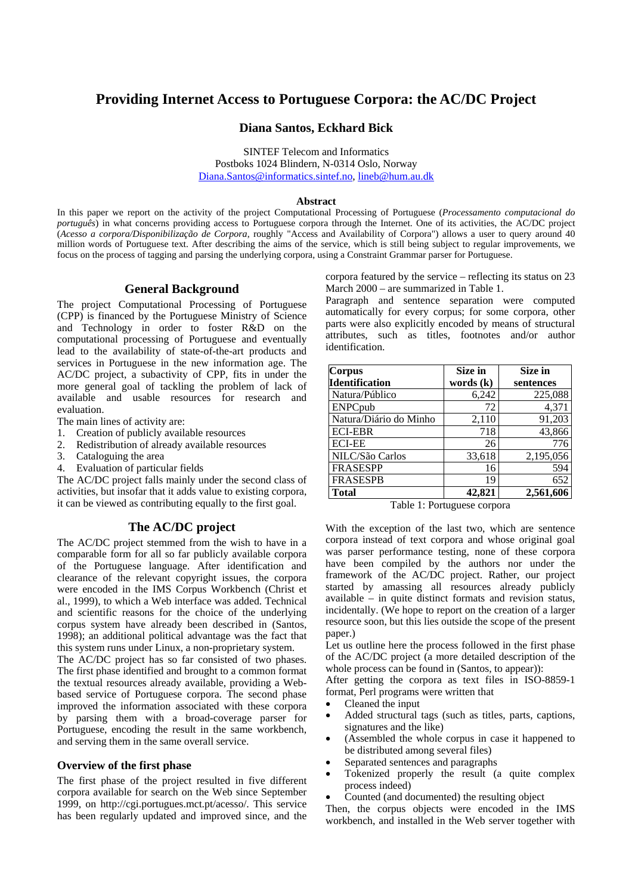# Providing Internet Access to Portuguese Corpora: the AC/DC Project

**Diana Santos, Eckhard Bick**

SINTEF Telecom and Informatics
Postboks 1024 Blindern, N-0314 Oslo, Norway
Diana.Santos@informatics.sintef.no, lineb@hum.au.dk

**Abstract**

In this paper we report on the activity of the project Computational Processing of Portuguese (*Processamento computacional do português*) in what concerns providing access to Portuguese corpora through the Internet. One of its activities, the AC/DC project (*Acesso a corpora/Disponibilização de Corpora,* roughly "Access and Availability of Corpora") allows a user to query around 40 million words of Portuguese text. After describing the aims of the service, which is still being subject to regular improvements, we focus on the process of tagging and parsing the underlying corpora, using a Constraint Grammar parser for Portuguese.

## General Background

The project Computational Processing of Portuguese (CPP) is financed by the Portuguese Ministry of Science and Technology in order to foster R&D on the computational processing of Portuguese and eventually lead to the availability of state-of-the-art products and services in Portuguese in the new information age. The AC/DC project, a subactivity of CPP, fits in under the more general goal of tackling the problem of lack of available and usable resources for research and evaluation.

The main lines of activity are:

1. Creation of publicly available resources
2. Redistribution of already available resources
3. Cataloguing the area
4. Evaluation of particular fields

The AC/DC project falls mainly under the second class of activities, but insofar that it adds value to existing corpora, it can be viewed as contributing equally to the first goal.

## The AC/DC project

The AC/DC project stemmed from the wish to have in a comparable form for all so far publicly available corpora of the Portuguese language. After identification and clearance of the relevant copyright issues, the corpora were encoded in the IMS Corpus Workbench (Christ et al., 1999), to which a Web interface was added. Technical and scientific reasons for the choice of the underlying corpus system have already been described in (Santos, 1998); an additional political advantage was the fact that this system runs under Linux, a non-proprietary system.

The AC/DC project has so far consisted of two phases. The first phase identified and brought to a common format the textual resources already available, providing a Web-based service of Portuguese corpora. The second phase improved the information associated with these corpora by parsing them with a broad-coverage parser for Portuguese, encoding the result in the same workbench, and serving them in the same overall service.

### Overview of the first phase

The first phase of the project resulted in five different corpora available for search on the Web since September 1999, on http://cgi.portugues.mct.pt/acesso/. This service has been regularly updated and improved since, and the corpora featured by the service – reflecting its status on 23 March 2000 – are summarized in Table 1.

Paragraph and sentence separation were computed automatically for every corpus; for some corpora, other parts were also explicitly encoded by means of structural attributes, such as titles, footnotes and/or author identification.

| Corpus Identification | Size in words (k) | Size in sentences |
|---|---|---|
| Natura/Público | 6,242 | 225,088 |
| ENPCpub | 72 | 4,371 |
| Natura/Diário do Minho | 2,110 | 91,203 |
| ECI-EBR | 718 | 43,866 |
| ECI-EE | 26 | 776 |
| NILC/São Carlos | 33,618 | 2,195,056 |
| FRASESPP | 16 | 594 |
| FRASESPB | 19 | 652 |
| **Total** | **42,821** | **2,561,606** |

Table 1: Portuguese corpora

With the exception of the last two, which are sentence corpora instead of text corpora and whose original goal was parser performance testing, none of these corpora have been compiled by the authors nor under the framework of the AC/DC project. Rather, our project started by amassing all resources already publicly available – in quite distinct formats and revision status, incidentally. (We hope to report on the creation of a larger resource soon, but this lies outside the scope of the present paper.)

Let us outline here the process followed in the first phase of the AC/DC project (a more detailed description of the whole process can be found in (Santos, to appear)):

After getting the corpora as text files in ISO-8859-1 format, Perl programs were written that

- Cleaned the input
- Added structural tags (such as titles, parts, captions, signatures and the like)
- (Assembled the whole corpus in case it happened to be distributed among several files)
- Separated sentences and paragraphs
- Tokenized properly the result (a quite complex process indeed)
- Counted (and documented) the resulting object

Then, the corpus objects were encoded in the IMS workbench, and installed in the Web server together with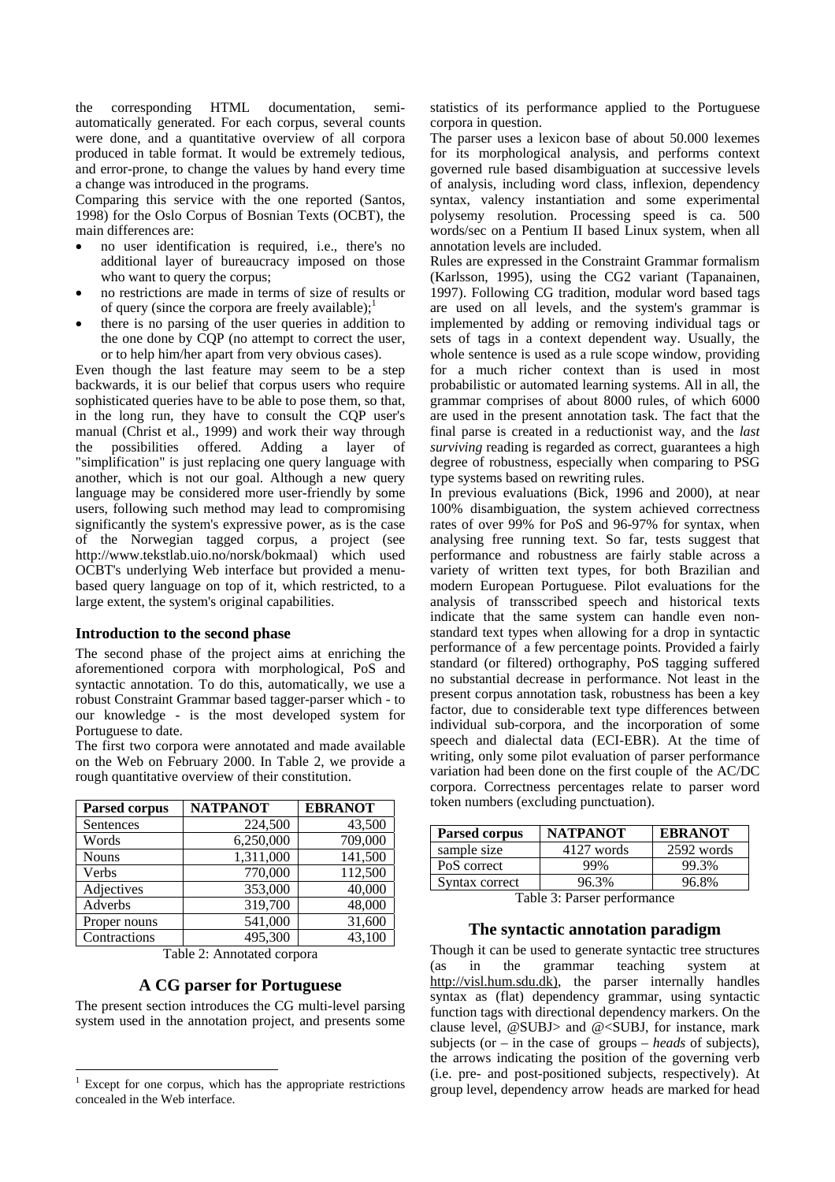the corresponding HTML documentation, semi-automatically generated. For each corpus, several counts were done, and a quantitative overview of all corpora produced in table format. It would be extremely tedious, and error-prone, to change the values by hand every time a change was introduced in the programs.

Comparing this service with the one reported (Santos, 1998) for the Oslo Corpus of Bosnian Texts (OCBT), the main differences are:

- no user identification is required, i.e., there's no additional layer of bureaucracy imposed on those who want to query the corpus;
- no restrictions are made in terms of size of results or of query (since the corpora are freely available);[1]
- there is no parsing of the user queries in addition to the one done by CQP (no attempt to correct the user, or to help him/her apart from very obvious cases).

Even though the last feature may seem to be a step backwards, it is our belief that corpus users who require sophisticated queries have to be able to pose them, so that, in the long run, they have to consult the CQP user's manual (Christ et al., 1999) and work their way through the possibilities offered. Adding a layer of "simplification" is just replacing one query language with another, which is not our goal. Although a new query language may be considered more user-friendly by some users, following such method may lead to compromising significantly the system's expressive power, as is the case of the Norwegian tagged corpus, a project (see http://www.tekstlab.uio.no/norsk/bokmaal) which used OCBT's underlying Web interface but provided a menu-based query language on top of it, which restricted, to a large extent, the system's original capabilities.

### Introduction to the second phase

The second phase of the project aims at enriching the aforementioned corpora with morphological, PoS and syntactic annotation. To do this, automatically, we use a robust Constraint Grammar based tagger-parser which - to our knowledge - is the most developed system for Portuguese to date.

The first two corpora were annotated and made available on the Web on February 2000. In Table 2, we provide a rough quantitative overview of their constitution.

| Parsed corpus | NATPANOT | EBRANOT |
|---|---|---|
| Sentences | 224,500 | 43,500 |
| Words | 6,250,000 | 709,000 |
| Nouns | 1,311,000 | 141,500 |
| Verbs | 770,000 | 112,500 |
| Adjectives | 353,000 | 40,000 |
| Adverbs | 319,700 | 48,000 |
| Proper nouns | 541,000 | 31,600 |
| Contractions | 495,300 | 43,100 |

Table 2: Annotated corpora

## A CG parser for Portuguese

The present section introduces the CG multi-level parsing system used in the annotation project, and presents some statistics of its performance applied to the Portuguese corpora in question.

The parser uses a lexicon base of about 50.000 lexemes for its morphological analysis, and performs context governed rule based disambiguation at successive levels of analysis, including word class, inflexion, dependency syntax, valency instantiation and some experimental polysemy resolution. Processing speed is ca. 500 words/sec on a Pentium II based Linux system, when all annotation levels are included.

Rules are expressed in the Constraint Grammar formalism (Karlsson, 1995), using the CG2 variant (Tapanainen, 1997). Following CG tradition, modular word based tags are used on all levels, and the system's grammar is implemented by adding or removing individual tags or sets of tags in a context dependent way. Usually, the whole sentence is used as a rule scope window, providing for a much richer context than is used in most probabilistic or automated learning systems. All in all, the grammar comprises of about 8000 rules, of which 6000 are used in the present annotation task. The fact that the final parse is created in a reductionist way, and the *last surviving* reading is regarded as correct, guarantees a high degree of robustness, especially when comparing to PSG type systems based on rewriting rules.

In previous evaluations (Bick, 1996 and 2000), at near 100% disambiguation, the system achieved correctness rates of over 99% for PoS and 96-97% for syntax, when analysing free running text. So far, tests suggest that performance and robustness are fairly stable across a variety of written text types, for both Brazilian and modern European Portuguese. Pilot evaluations for the analysis of transscribed speech and historical texts indicate that the same system can handle even non-standard text types when allowing for a drop in syntactic performance of a few percentage points. Provided a fairly standard (or filtered) orthography, PoS tagging suffered no substantial decrease in performance. Not least in the present corpus annotation task, robustness has been a key factor, due to considerable text type differences between individual sub-corpora, and the incorporation of some speech and dialectal data (ECI-EBR). At the time of writing, only some pilot evaluation of parser performance variation had been done on the first couple of the AC/DC corpora. Correctness percentages relate to parser word token numbers (excluding punctuation).

| Parsed corpus | NATPANOT | EBRANOT |
|---|---|---|
| sample size | 4127 words | 2592 words |
| PoS correct | 99% | 99.3% |
| Syntax correct | 96.3% | 96.8% |

Table 3: Parser performance

## The syntactic annotation paradigm

Though it can be used to generate syntactic tree structures (as in the grammar teaching system at http://visl.hum.sdu.dk), the parser internally handles syntax as (flat) dependency grammar, using syntactic function tags with directional dependency markers. On the clause level, @SUBJ> and @<SUBJ, for instance, mark subjects (or – in the case of groups – *heads* of subjects), the arrows indicating the position of the governing verb (i.e. pre- and post-positioned subjects, respectively). At group level, dependency arrow heads are marked for head

[1] Except for one corpus, which has the appropriate restrictions concealed in the Web interface.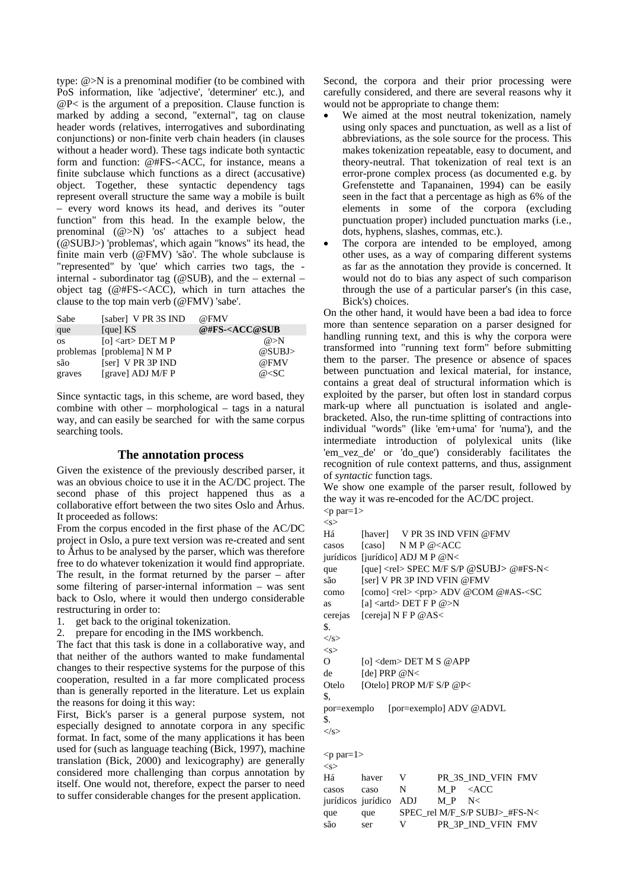type: @>N is a prenominal modifier (to be combined with PoS information, like 'adjective', 'determiner' etc.), and @P< is the argument of a preposition. Clause function is marked by adding a second, "external", tag on clause header words (relatives, interrogatives and subordinating conjunctions) or non-finite verb chain headers (in clauses without a header word). These tags indicate both syntactic form and function: @#FS-<ACC, for instance, means a finite subclause which functions as a direct (accusative) object. Together, these syntactic dependency tags represent overall structure the same way a mobile is built – every word knows its head, and derives its "outer function" from this head. In the example below, the prenominal (@>N) 'os' attaches to a subject head (@SUBJ>) 'problemas', which again "knows" its head, the finite main verb (@FMV) 'são'. The whole subclause is "represented" by 'que' which carries two tags, the - internal - subordinator tag (@SUB), and the – external – object tag (@#FS-<ACC), which in turn attaches the clause to the top main verb (@FMV) 'sabe'.

| | | |
|---|---|---|
| Sabe | [saber] V PR 3S IND | @FMV |
| que | [que] KS | **@#FS-<ACC@SUB** |
| os | [o] <art> DET M P | @>N |
| problemas | [problema] N M P | @SUBJ> |
| são | [ser] V PR 3P IND | @FMV |
| graves | [grave] ADJ M/F P | @<SC |

Since syntactic tags, in this scheme, are word based, they combine with other – morphological – tags in a natural way, and can easily be searched for with the same corpus searching tools.

## The annotation process

Given the existence of the previously described parser, it was an obvious choice to use it in the AC/DC project. The second phase of this project happened thus as a collaborative effort between the two sites Oslo and Århus. It proceeded as follows:

From the corpus encoded in the first phase of the AC/DC project in Oslo, a pure text version was re-created and sent to Århus to be analysed by the parser, which was therefore free to do whatever tokenization it would find appropriate. The result, in the format returned by the parser – after some filtering of parser-internal information – was sent back to Oslo, where it would then undergo considerable restructuring in order to:

1. get back to the original tokenization.
2. prepare for encoding in the IMS workbench.

The fact that this task is done in a collaborative way, and that neither of the authors wanted to make fundamental changes to their respective systems for the purpose of this cooperation, resulted in a far more complicated process than is generally reported in the literature. Let us explain the reasons for doing it this way:

First, Bick's parser is a general purpose system, not especially designed to annotate corpora in any specific format. In fact, some of the many applications it has been used for (such as language teaching (Bick, 1997), machine translation (Bick, 2000) and lexicography) are generally considered more challenging than corpus annotation by itself. One would not, therefore, expect the parser to need to suffer considerable changes for the present application.

Second, the corpora and their prior processing were carefully considered, and there are several reasons why it would not be appropriate to change them:

- We aimed at the most neutral tokenization, namely using only spaces and punctuation, as well as a list of abbreviations, as the sole source for the process. This makes tokenization repeatable, easy to document, and theory-neutral. That tokenization of real text is an error-prone complex process (as documented e.g. by Grefenstette and Tapanainen, 1994) can be easily seen in the fact that a percentage as high as 6% of the elements in some of the corpora (excluding punctuation proper) included punctuation marks (i.e., dots, hyphens, slashes, commas, etc.).
- The corpora are intended to be employed, among other uses, as a way of comparing different systems as far as the annotation they provide is concerned. It would not do to bias any aspect of such comparison through the use of a particular parser's (in this case, Bick's) choices.

On the other hand, it would have been a bad idea to force more than sentence separation on a parser designed for handling running text, and this is why the corpora were transformed into "running text form" before submitting them to the parser. The presence or absence of spaces between punctuation and lexical material, for instance, contains a great deal of structural information which is exploited by the parser, but often lost in standard corpus mark-up where all punctuation is isolated and angle-bracketed. Also, the run-time splitting of contractions into individual "words" (like 'em+uma' for 'numa'), and the intermediate introduction of polylexical units (like 'em_vez_de' or 'do_que') considerably facilitates the recognition of rule context patterns, and thus, assignment of *syntactic* function tags.

We show one example of the parser result, followed by the way it was re-encoded for the AC/DC project.

```
<p par=1>
<s>
Há        [haver]    V PR 3S IND VFIN @FMV
casos     [caso]     N M P @<ACC
jurídicos [jurídico] ADJ M P @N<
que       [que] <rel> SPEC M/F S/P @SUBJ> @#FS-N<
são       [ser] V PR 3P IND VFIN @FMV
como      [como] <rel> <prp> ADV @COM @#AS-<SC
as        [a] <artd> DET F P @>N
cerejas   [cereja] N F P @AS<
$.
</s>
<s>
O         [o] <dem> DET M S @APP
de        [de] PRP @N<
Otelo     [Otelo] PROP M/F S/P @P<
$,
por=exemplo    [por=exemplo] ADV @ADVL
$.
</s>

<p par=1>
<s>
Há        haver     V     PR_3S_IND_VFIN  FMV
casos     caso      N     M_P   <ACC
jurídicos jurídico  ADJ   M_P   N<
que       que       SPEC_rel M/F_S/P SUBJ>_#FS-N<
são       ser       V     PR_3P_IND_VFIN  FMV
```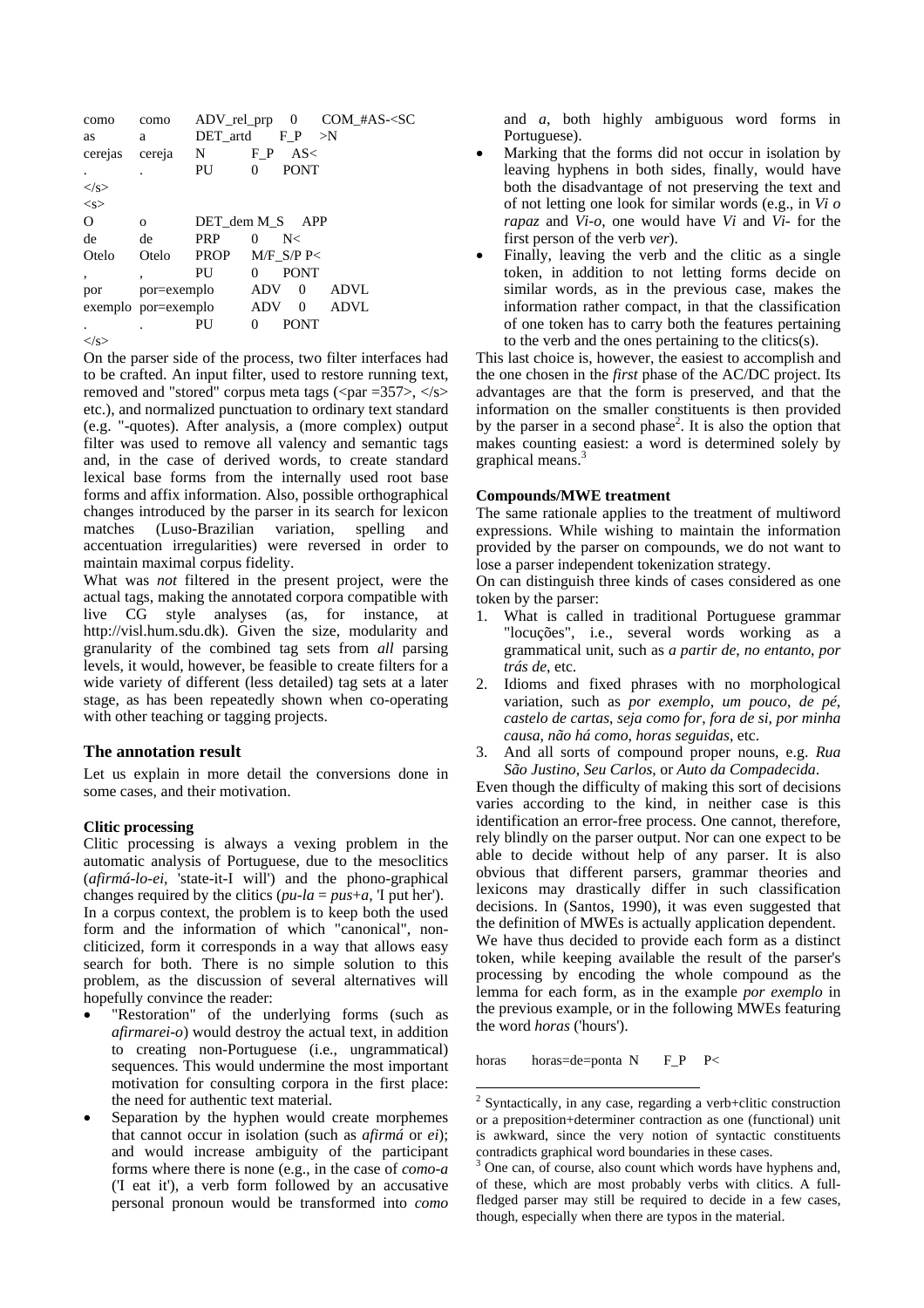```
como    como    ADV_rel_prp   0    COM_#AS-<SC
as      a       DET_artd      F_P  >N
cerejas cereja  N             F_P  AS<
.       .       PU            0    PONT
</s>
<s>
O       o       DET_dem M_S   APP
de      de      PRP           0    N<
Otelo   Otelo   PROP          M/F_S/P P<
,       ,       PU            0    PONT
por     por=exemplo   ADV     0    ADVL
exemplo por=exemplo   ADV     0    ADVL
.       .       PU            0    PONT
</s>
```

On the parser side of the process, two filter interfaces had to be crafted. An input filter, used to restore running text, removed and "stored" corpus meta tags (<par =357>, </s> etc.), and normalized punctuation to ordinary text standard (e.g. "-quotes). After analysis, a (more complex) output filter was used to remove all valency and semantic tags and, in the case of derived words, to create standard lexical base forms from the internally used root base forms and affix information. Also, possible orthographical changes introduced by the parser in its search for lexicon matches (Luso-Brazilian variation, spelling and accentuation irregularities) were reversed in order to maintain maximal corpus fidelity.

What was *not* filtered in the present project, were the actual tags, making the annotated corpora compatible with live CG style analyses (as, for instance, at http://visl.hum.sdu.dk). Given the size, modularity and granularity of the combined tag sets from *all* parsing levels, it would, however, be feasible to create filters for a wide variety of different (less detailed) tag sets at a later stage, as has been repeatedly shown when co-operating with other teaching or tagging projects.

## The annotation result

Let us explain in more detail the conversions done in some cases, and their motivation.

### Clitic processing

Clitic processing is always a vexing problem in the automatic analysis of Portuguese, due to the mesoclitics (*afirmá-lo-ei*, 'state-it-I will') and the phono-graphical changes required by the clitics (*pu-la* = *pus*+*a*, 'I put her'). In a corpus context, the problem is to keep both the used form and the information of which "canonical", non-cliticized, form it corresponds in a way that allows easy search for both. There is no simple solution to this problem, as the discussion of several alternatives will hopefully convince the reader:

- "Restoration" of the underlying forms (such as *afirmarei-o*) would destroy the actual text, in addition to creating non-Portuguese (i.e., ungrammatical) sequences. This would undermine the most important motivation for consulting corpora in the first place: the need for authentic text material.
- Separation by the hyphen would create morphemes that cannot occur in isolation (such as *afirmá* or *ei*); and would increase ambiguity of the participant forms where there is none (e.g., in the case of *como-a* ('I eat it'), a verb form followed by an accusative personal pronoun would be transformed into *como* and *a*, both highly ambiguous word forms in Portuguese).
- Marking that the forms did not occur in isolation by leaving hyphens in both sides, finally, would have both the disadvantage of not preserving the text and of not letting one look for similar words (e.g., in *Vi o rapaz* and *Vi-o*, one would have *Vi* and *Vi-* for the first person of the verb *ver*).
- Finally, leaving the verb and the clitic as a single token, in addition to not letting forms decide on similar words, as in the previous case, makes the information rather compact, in that the classification of one token has to carry both the features pertaining to the verb and the ones pertaining to the clitics(s).

This last choice is, however, the easiest to accomplish and the one chosen in the *first* phase of the AC/DC project. Its advantages are that the form is preserved, and that the information on the smaller constituents is then provided by the parser in a second phase[2]. It is also the option that makes counting easiest: a word is determined solely by graphical means.[3]

### Compounds/MWE treatment

The same rationale applies to the treatment of multiword expressions. While wishing to maintain the information provided by the parser on compounds, we do not want to lose a parser independent tokenization strategy.

On can distinguish three kinds of cases considered as one token by the parser:

1. What is called in traditional Portuguese grammar "locuções", i.e., several words working as a grammatical unit, such as *a partir de*, *no entanto*, *por trás de*, etc.
2. Idioms and fixed phrases with no morphological variation, such as *por exemplo*, *um pouco*, *de pé*, *castelo de cartas*, *seja como for*, *fora de si*, *por minha causa*, *não há como*, *horas seguidas*, etc.
3. And all sorts of compound proper nouns, e.g. *Rua São Justino*, *Seu Carlos*, or *Auto da Compadecida*.

Even though the difficulty of making this sort of decisions varies according to the kind, in neither case is this identification an error-free process. One cannot, therefore, rely blindly on the parser output. Nor can one expect to be able to decide without help of any parser. It is also obvious that different parsers, grammar theories and lexicons may drastically differ in such classification decisions. In (Santos, 1990), it was even suggested that the definition of MWEs is actually application dependent.

We have thus decided to provide each form as a distinct token, while keeping available the result of the parser's processing by encoding the whole compound as the lemma for each form, as in the example *por exemplo* in the previous example, or in the following MWEs featuring the word *horas* ('hours').

```
horas   horas=de=ponta  N   F_P   P<
```

[2] Syntactically, in any case, regarding a verb+clitic construction or a preposition+determiner contraction as one (functional) unit is awkward, since the very notion of syntactic constituents contradicts graphical word boundaries in these cases.

[3] One can, of course, also count which words have hyphens and, of these, which are most probably verbs with clitics. A full-fledged parser may still be required to decide in a few cases, though, especially when there are typos in the material.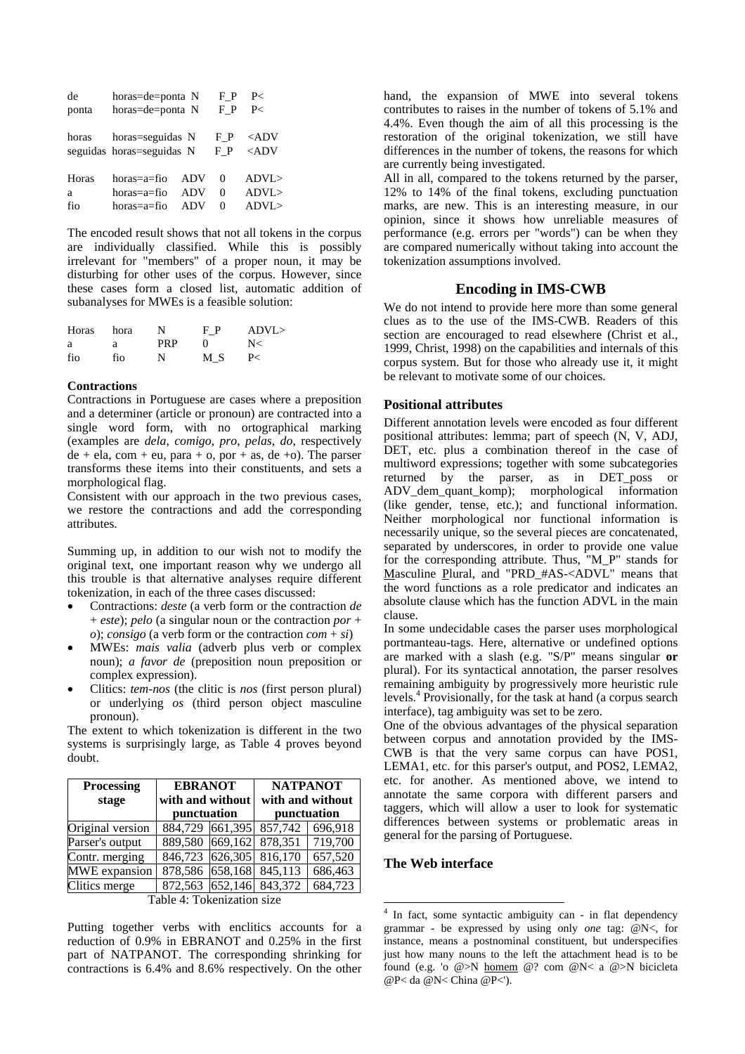```
de      horas=de=ponta  N      F_P   P<
ponta   horas=de=ponta  N      F_P   P<

horas   horas=seguidas  N      F_P   <ADV
seguidas horas=seguidas N      F_P   <ADV

Horas   horas=a=fio  ADV   0     ADVL>
a       horas=a=fio  ADV   0     ADVL>
fio     horas=a=fio  ADV   0     ADVL>
```

The encoded result shows that not all tokens in the corpus are individually classified. While this is possibly irrelevant for "members" of a proper noun, it may be disturbing for other uses of the corpus. However, since these cases form a closed list, automatic addition of subanalyses for MWEs is a feasible solution:

```
Horas   hora   N     F_P   ADVL>
a       a      PRP   0     N<
fio     fio    N     M_S   P<
```

**Contractions**

Contractions in Portuguese are cases where a preposition and a determiner (article or pronoun) are contracted into a single word form, with no ortographical marking (examples are *dela*, *comigo*, *pro*, *pelas*, *do*, respectively de + ela, com + eu, para + o, por + as, de +o). The parser transforms these items into their constituents, and sets a morphological flag.

Consistent with our approach in the two previous cases, we restore the contractions and add the corresponding attributes.

Summing up, in addition to our wish not to modify the original text, one important reason why we undergo all this trouble is that alternative analyses require different tokenization, in each of the three cases discussed:

- Contractions: *deste* (a verb form or the contraction *de* + *este*); *pelo* (a singular noun or the contraction *por* + *o*); *consigo* (a verb form or the contraction *com* + *si*)
- MWEs: *mais valia* (adverb plus verb or complex noun); *a favor de* (preposition noun preposition or complex expression).
- Clitics: *tem-nos* (the clitic is *nos* (first person plural) or underlying *os* (third person object masculine pronoun).

The extent to which tokenization is different in the two systems is surprisingly large, as Table 4 proves beyond doubt.

| Processing stage | EBRANOT with and without punctuation | | NATPANOT with and without punctuation | |
|---|---|---|---|---|
| Original version | 884,729 | 661,395 | 857,742 | 696,918 |
| Parser's output | 889,580 | 669,162 | 878,351 | 719,700 |
| Contr. merging | 846,723 | 626,305 | 816,170 | 657,520 |
| MWE expansion | 878,586 | 658,168 | 845,113 | 686,463 |
| Clitics merge | 872,563 | 652,146 | 843,372 | 684,723 |

Table 4: Tokenization size

Putting together verbs with enclitics accounts for a reduction of 0.9% in EBRANOT and 0.25% in the first part of NATPANOT. The corresponding shrinking for contractions is 6.4% and 8.6% respectively. On the other hand, the expansion of MWE into several tokens contributes to raises in the number of tokens of 5.1% and 4.4%. Even though the aim of all this processing is the restoration of the original tokenization, we still have differences in the number of tokens, the reasons for which are currently being investigated.

All in all, compared to the tokens returned by the parser, 12% to 14% of the final tokens, excluding punctuation marks, are new. This is an interesting measure, in our opinion, since it shows how unreliable measures of performance (e.g. errors per "words") can be when they are compared numerically without taking into account the tokenization assumptions involved.

## Encoding in IMS-CWB

We do not intend to provide here more than some general clues as to the use of the IMS-CWB. Readers of this section are encouraged to read elsewhere (Christ et al., 1999, Christ, 1998) on the capabilities and internals of this corpus system. But for those who already use it, it might be relevant to motivate some of our choices.

### Positional attributes

Different annotation levels were encoded as four different positional attributes: lemma; part of speech (N, V, ADJ, DET, etc. plus a combination thereof in the case of multiword expressions; together with some subcategories returned by the parser, as in DET_poss or ADV_dem_quant_komp); morphological information (like gender, tense, etc.); and functional information. Neither morphological nor functional information is necessarily unique, so the several pieces are concatenated, separated by underscores, in order to provide one value for the corresponding attribute. Thus, "M_P" stands for Masculine Plural, and "PRD_#AS-<ADVL" means that the word functions as a role predicator and indicates an absolute clause which has the function ADVL in the main clause.

In some undecidable cases the parser uses morphological portmanteau-tags. Here, alternative or undefined options are marked with a slash (e.g. "S/P" means singular **or** plural). For its syntactical annotation, the parser resolves remaining ambiguity by progressively more heuristic rule levels.[4] Provisionally, for the task at hand (a corpus search interface), tag ambiguity was set to be zero.

One of the obvious advantages of the physical separation between corpus and annotation provided by the IMS-CWB is that the very same corpus can have POS1, LEMA1, etc. for this parser's output, and POS2, LEMA2, etc. for another. As mentioned above, we intend to annotate the same corpora with different parsers and taggers, which will allow a user to look for systematic differences between systems or problematic areas in general for the parsing of Portuguese.

### The Web interface

[4] In fact, some syntactic ambiguity can - in flat dependency grammar - be expressed by using only *one* tag: @N<, for instance, means a postnominal constituent, but underspecifies just how many nouns to the left the attachment head is to be found (e.g. 'o @>N homem @? com @N< a @>N bicicleta @P< da @N< China @P<').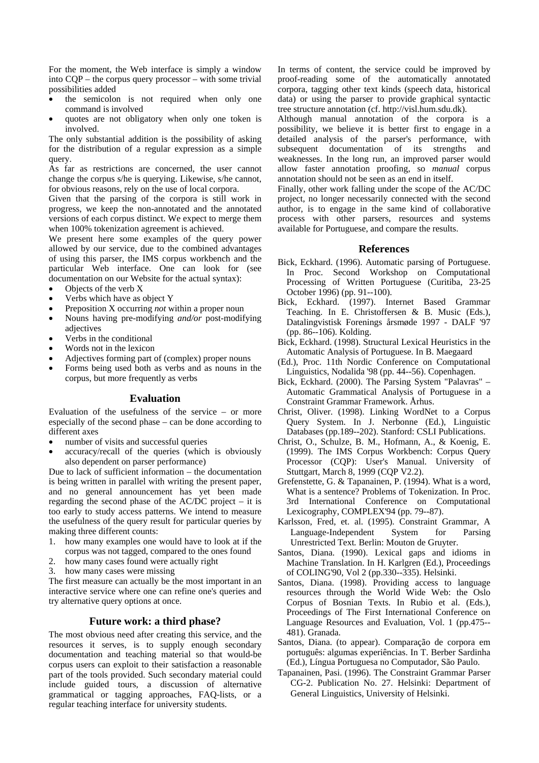For the moment, the Web interface is simply a window into CQP – the corpus query processor – with some trivial possibilities added

- the semicolon is not required when only one command is involved
- quotes are not obligatory when only one token is involved.

The only substantial addition is the possibility of asking for the distribution of a regular expression as a simple query.

As far as restrictions are concerned, the user cannot change the corpus s/he is querying. Likewise, s/he cannot, for obvious reasons, rely on the use of local corpora.

Given that the parsing of the corpora is still work in progress, we keep the non-annotated and the annotated versions of each corpus distinct. We expect to merge them when 100% tokenization agreement is achieved.

We present here some examples of the query power allowed by our service, due to the combined advantages of using this parser, the IMS corpus workbench and the particular Web interface. One can look for (see documentation on our Website for the actual syntax):

- Objects of the verb X
- Verbs which have as object Y
- Preposition X occurring *not* within a proper noun
- Nouns having pre-modifying *and/or* post-modifying adjectives
- Verbs in the conditional
- Words not in the lexicon
- Adjectives forming part of (complex) proper nouns
- Forms being used both as verbs and as nouns in the corpus, but more frequently as verbs

## Evaluation

Evaluation of the usefulness of the service – or more especially of the second phase – can be done according to different axes

- number of visits and successful queries
- accuracy/recall of the queries (which is obviously also dependent on parser performance)

Due to lack of sufficient information – the documentation is being written in parallel with writing the present paper, and no general announcement has yet been made regarding the second phase of the AC/DC project – it is too early to study access patterns. We intend to measure the usefulness of the query result for particular queries by making three different counts:

1. how many examples one would have to look at if the corpus was not tagged, compared to the ones found
2. how many cases found were actually right
3. how many cases were missing

The first measure can actually be the most important in an interactive service where one can refine one's queries and try alternative query options at once.

## Future work: a third phase?

The most obvious need after creating this service, and the resources it serves, is to supply enough secondary documentation and teaching material so that would-be corpus users can exploit to their satisfaction a reasonable part of the tools provided. Such secondary material could include guided tours, a discussion of alternative grammatical or tagging approaches, FAQ-lists, or a regular teaching interface for university students.

In terms of content, the service could be improved by proof-reading some of the automatically annotated corpora, tagging other text kinds (speech data, historical data) or using the parser to provide graphical syntactic tree structure annotation (cf. http://visl.hum.sdu.dk).

Although manual annotation of the corpora is a possibility, we believe it is better first to engage in a detailed analysis of the parser's performance, with subsequent documentation of its strengths and weaknesses. In the long run, an improved parser would allow faster annotation proofing, so *manual* corpus annotation should not be seen as an end in itself.

Finally, other work falling under the scope of the AC/DC project, no longer necessarily connected with the second author, is to engage in the same kind of collaborative process with other parsers, resources and systems available for Portuguese, and compare the results.

## References

Bick, Eckhard. (1996). Automatic parsing of Portuguese. In Proc. Second Workshop on Computational Processing of Written Portuguese (Curitiba, 23-25 October 1996) (pp. 91--100).

Bick, Eckhard. (1997). Internet Based Grammar Teaching. In E. Christoffersen & B. Music (Eds.), Datalingvistisk Forenings årsmøde 1997 - DALF '97 (pp. 86--106). Kolding.

Bick, Eckhard. (1998). Structural Lexical Heuristics in the Automatic Analysis of Portuguese. In B. Maegaard (Ed.), Proc. 11th Nordic Conference on Computational Linguistics, Nodalida '98 (pp. 44--56). Copenhagen.

Bick, Eckhard. (2000). The Parsing System "Palavras" – Automatic Grammatical Analysis of Portuguese in a Constraint Grammar Framework. Århus.

Christ, Oliver. (1998). Linking WordNet to a Corpus Query System. In J. Nerbonne (Ed.), Linguistic Databases (pp.189--202). Stanford: CSLI Publications.

Christ, O., Schulze, B. M., Hofmann, A., & Koenig, E. (1999). The IMS Corpus Workbench: Corpus Query Processor (CQP): User's Manual. University of Stuttgart, March 8, 1999 (CQP V2.2).

Grefenstette, G. & Tapanainen, P. (1994). What is a word, What is a sentence? Problems of Tokenization. In Proc. 3rd International Conference on Computational Lexicography, COMPLEX'94 (pp. 79--87).

Karlsson, Fred, et. al. (1995). Constraint Grammar, A Language-Independent System for Parsing Unrestricted Text*.* Berlin: Mouton de Gruyter.

Santos, Diana. (1990). Lexical gaps and idioms in Machine Translation. In H. Karlgren (Ed.), Proceedings of COLING'90, Vol 2 (pp.330--335). Helsinki.

Santos, Diana. (1998). Providing access to language resources through the World Wide Web: the Oslo Corpus of Bosnian Texts. In Rubio et al. (Eds.), Proceedings of The First International Conference on Language Resources and Evaluation, Vol. 1 (pp.475--481). Granada.

Santos, Diana. (to appear). Comparação de corpora em português: algumas experiências. In T. Berber Sardinha (Ed.), Língua Portuguesa no Computador, São Paulo.

Tapanainen, Pasi. (1996). The Constraint Grammar Parser CG-2. Publication No. 27. Helsinki: Department of General Linguistics, University of Helsinki.